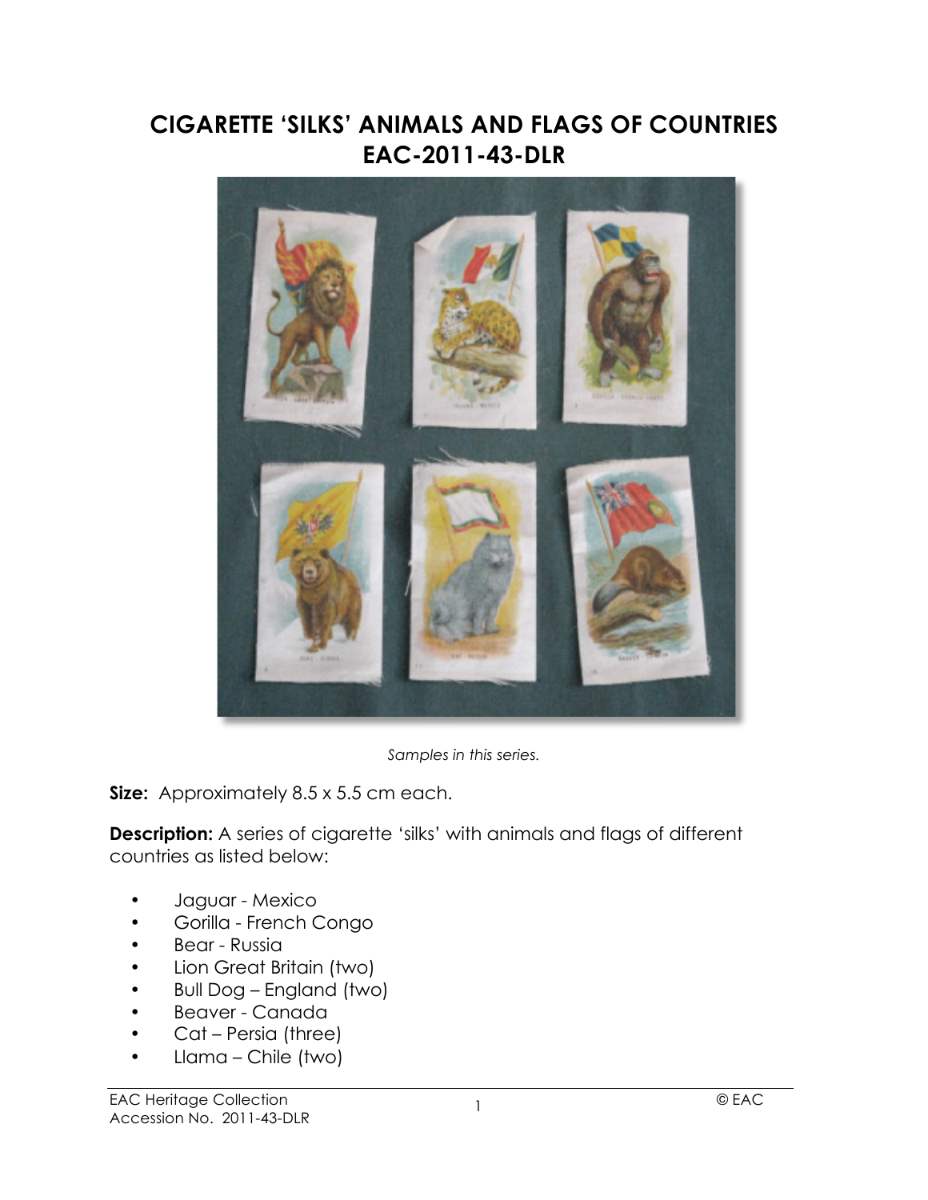# CIGARETTE 'SILKS' ANIMALS AND FLAGS OF COUNTRIES EAC-2011-43-DLR

*Samples in this series.*

**Size:** Approximately 8.5 x 5.5 cm each.

**Description:** A series of cigarette 'silks' with animals and flags of different countries as listed below:

- Jaguar - Mexico
- Gorilla - French Congo
- Bear - Russia
- Lion Great Britain (two)
- Bull Dog – England (two)
- Beaver - Canada
- Cat – Persia (three)
- Llama – Chile (two)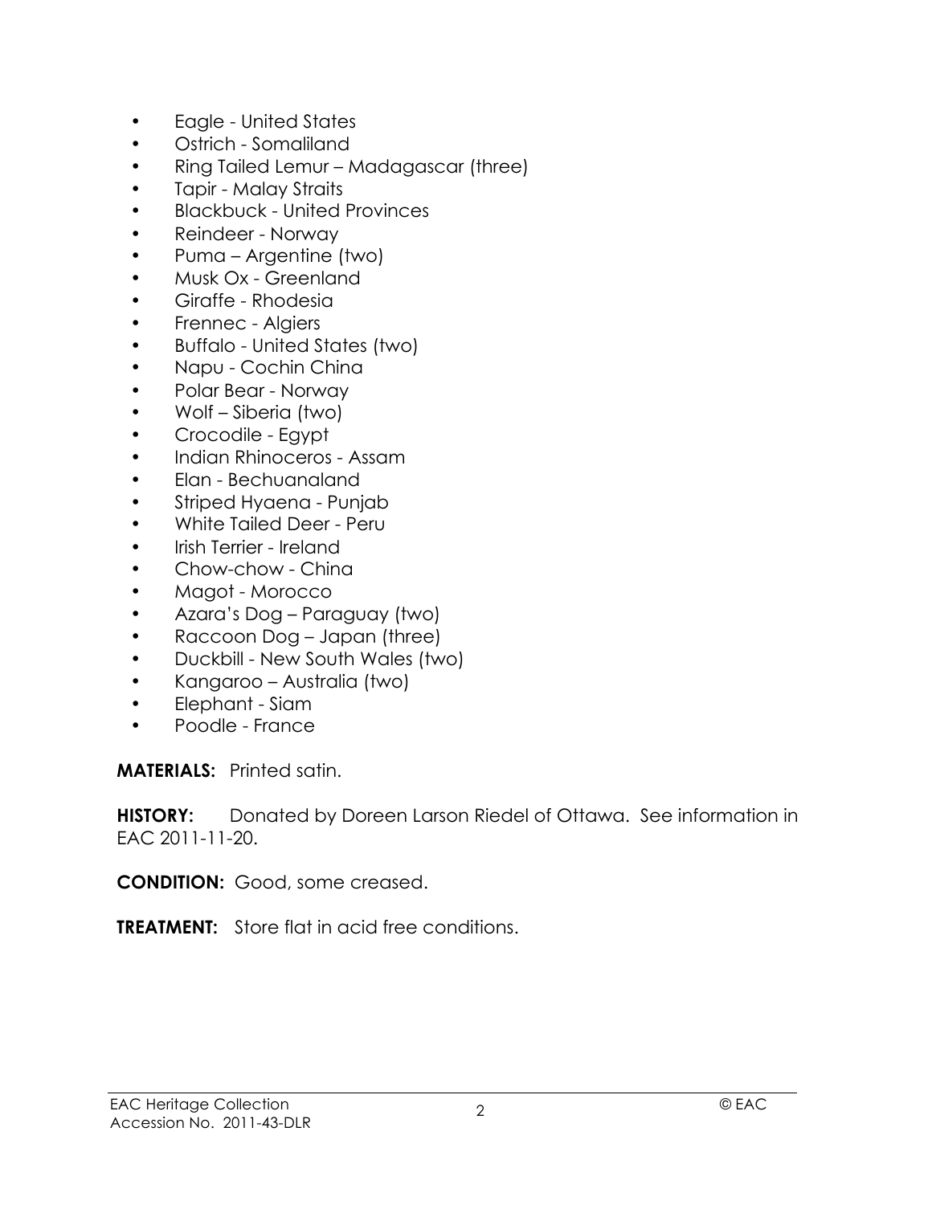- Eagle - United States
- Ostrich - Somaliland
- Ring Tailed Lemur – Madagascar (three)
- Tapir - Malay Straits
- Blackbuck - United Provinces
- Reindeer - Norway
- Puma – Argentine (two)
- Musk Ox - Greenland
- Giraffe - Rhodesia
- Frennec - Algiers
- Buffalo - United States (two)
- Napu - Cochin China
- Polar Bear - Norway
- Wolf – Siberia (two)
- Crocodile - Egypt
- Indian Rhinoceros - Assam
- Elan - Bechuanaland
- Striped Hyaena - Punjab
- White Tailed Deer - Peru
- Irish Terrier - Ireland
- Chow-chow - China
- Magot - Morocco
- Azara's Dog – Paraguay (two)
- Raccoon Dog – Japan (three)
- Duckbill - New South Wales (two)
- Kangaroo – Australia (two)
- Elephant - Siam
- Poodle - France

**MATERIALS:** Printed satin.

**HISTORY:** Donated by Doreen Larson Riedel of Ottawa. See information in EAC 2011-11-20.

**CONDITION:** Good, some creased.

**TREATMENT:** Store flat in acid free conditions.